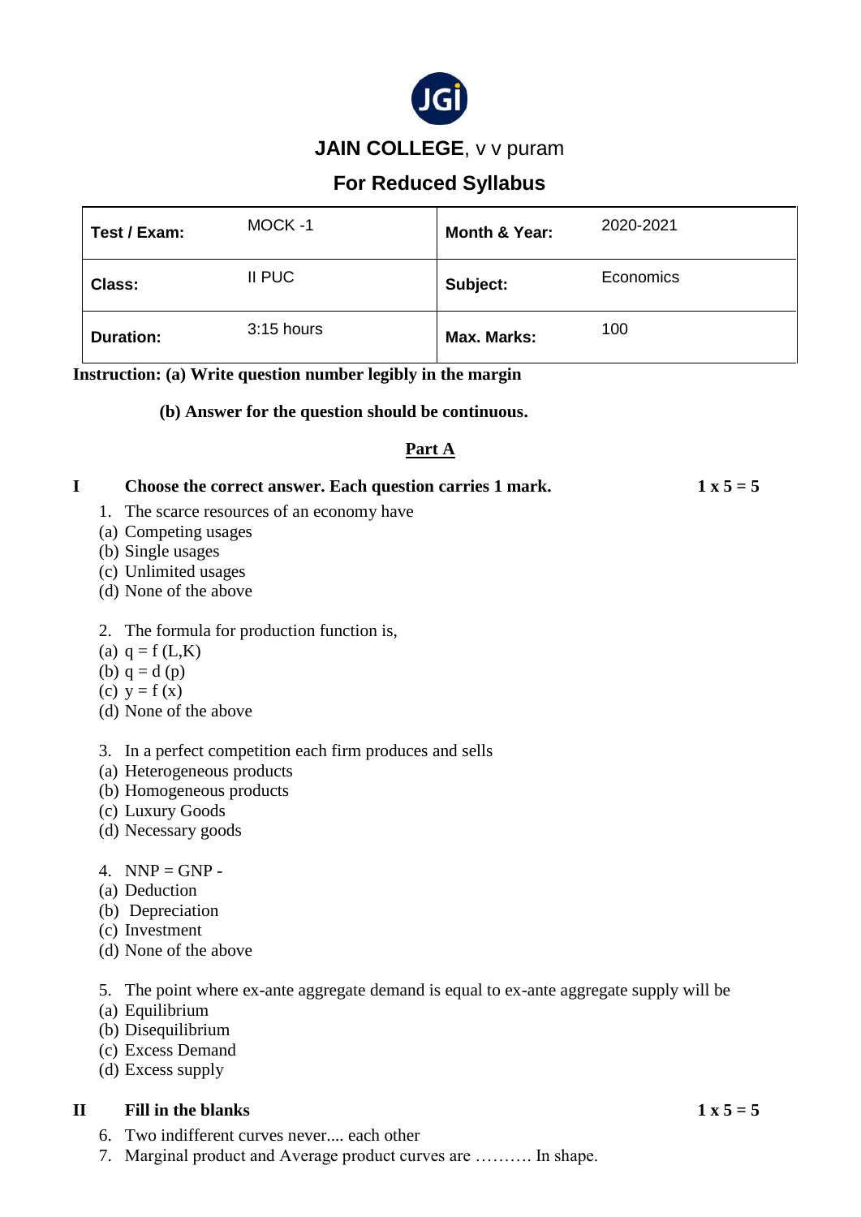# JAIN COLLEGE, v v puram

## For Reduced Syllabus

| Test / Exam: | MOCK -1 | Month & Year: | 2020-2021 |
|---|---|---|---|
| Class: | II PUC | Subject: | Economics |
| Duration: | 3:15 hours | Max. Marks: | 100 |

**Instruction: (a) Write question number legibly in the margin**

**(b) Answer for the question should be continuous.**

## Part A

**I Choose the correct answer. Each question carries 1 mark. 1 x 5 = 5**

1. The scarce resources of an economy have
   (a) Competing usages
   (b) Single usages
   (c) Unlimited usages
   (d) None of the above

2. The formula for production function is,
   (a) q = f (L,K)
   (b) q = d (p)
   (c) y = f (x)
   (d) None of the above

3. In a perfect competition each firm produces and sells
   (a) Heterogeneous products
   (b) Homogeneous products
   (c) Luxury Goods
   (d) Necessary goods

4. NNP = GNP -
   (a) Deduction
   (b) Depreciation
   (c) Investment
   (d) None of the above

5. The point where ex-ante aggregate demand is equal to ex-ante aggregate supply will be
   (a) Equilibrium
   (b) Disequilibrium
   (c) Excess Demand
   (d) Excess supply

**II Fill in the blanks 1 x 5 = 5**

6. Two indifferent curves never.... each other
7. Marginal product and Average product curves are ………. In shape.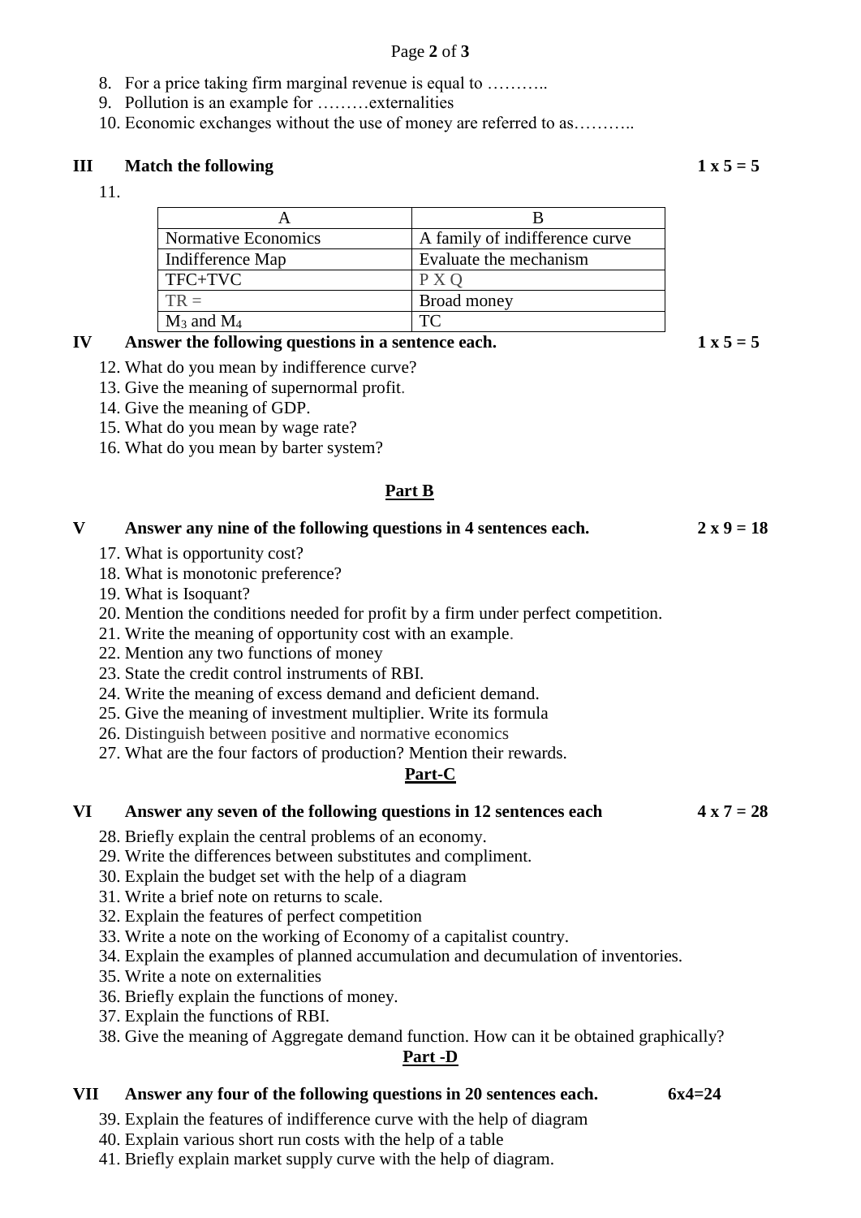8. For a price taking firm marginal revenue is equal to ………..
9. Pollution is an example for ………externalities
10. Economic exchanges without the use of money are referred to as………..

**III Match the following** **1 x 5 = 5**

11.

| A | B |
|---|---|
| Normative Economics | A family of indifference curve |
| Indifference Map | Evaluate the mechanism |
| TFC+TVC | P X Q |
| TR = | Broad money |
| $M_3$ and $M_4$ | TC |

**IV Answer the following questions in a sentence each.** **1 x 5 = 5**

12. What do you mean by indifference curve?
13. Give the meaning of supernormal profit.
14. Give the meaning of GDP.
15. What do you mean by wage rate?
16. What do you mean by barter system?

## Part B

**V Answer any nine of the following questions in 4 sentences each.** **2 x 9 = 18**

17. What is opportunity cost?
18. What is monotonic preference?
19. What is Isoquant?
20. Mention the conditions needed for profit by a firm under perfect competition.
21. Write the meaning of opportunity cost with an example.
22. Mention any two functions of money
23. State the credit control instruments of RBI.
24. Write the meaning of excess demand and deficient demand.
25. Give the meaning of investment multiplier. Write its formula
26. Distinguish between positive and normative economics
27. What are the four factors of production? Mention their rewards.

## Part-C

**VI Answer any seven of the following questions in 12 sentences each** **4 x 7 = 28**

28. Briefly explain the central problems of an economy.
29. Write the differences between substitutes and compliment.
30. Explain the budget set with the help of a diagram
31. Write a brief note on returns to scale.
32. Explain the features of perfect competition
33. Write a note on the working of Economy of a capitalist country.
34. Explain the examples of planned accumulation and decumulation of inventories.
35. Write a note on externalities
36. Briefly explain the functions of money.
37. Explain the functions of RBI.
38. Give the meaning of Aggregate demand function. How can it be obtained graphically?

## Part -D

**VII Answer any four of the following questions in 20 sentences each.** **6x4=24**

39. Explain the features of indifference curve with the help of diagram
40. Explain various short run costs with the help of a table
41. Briefly explain market supply curve with the help of diagram.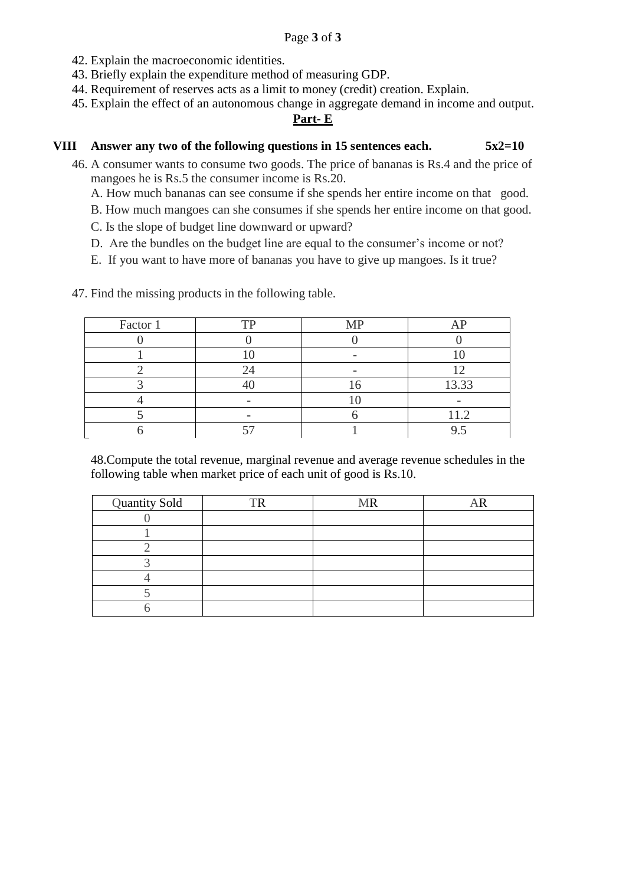42. Explain the macroeconomic identities.
43. Briefly explain the expenditure method of measuring GDP.
44. Requirement of reserves acts as a limit to money (credit) creation. Explain.
45. Explain the effect of an autonomous change in aggregate demand in income and output.

## Part- E

**VIII Answer any two of the following questions in 15 sentences each. 5x2=10**

46. A consumer wants to consume two goods. The price of bananas is Rs.4 and the price of mangoes he is Rs.5 the consumer income is Rs.20.
    A. How much bananas can see consume if she spends her entire income on that good.
    B. How much mangoes can she consumes if she spends her entire income on that good.
    C. Is the slope of budget line downward or upward?
    D. Are the bundles on the budget line are equal to the consumer's income or not?
    E. If you want to have more of bananas you have to give up mangoes. Is it true?

47. Find the missing products in the following table.

| Factor 1 | TP | MP | AP |
|---|---|---|---|
| 0 | 0 | 0 | 0 |
| 1 | 10 | - | 10 |
| 2 | 24 | - | 12 |
| 3 | 40 | 16 | 13.33 |
| 4 | - | 10 | - |
| 5 | - | 6 | 11.2 |
| 6 | 57 | 1 | 9.5 |

48. Compute the total revenue, marginal revenue and average revenue schedules in the following table when market price of each unit of good is Rs.10.

| Quantity Sold | TR | MR | AR |
|---|---|---|---|
| 0 | | | |
| 1 | | | |
| 2 | | | |
| 3 | | | |
| 4 | | | |
| 5 | | | |
| 6 | | | |